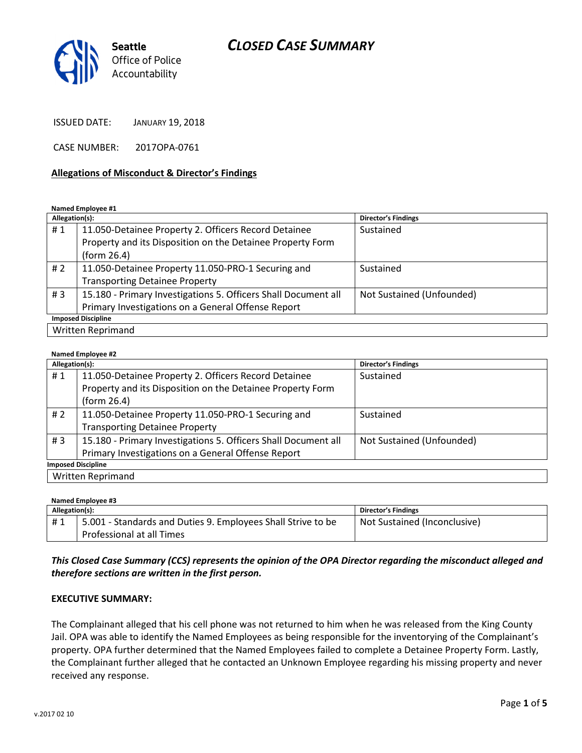# CLOSED CASE SUMMARY

Seattle Office of Police Accountability

ISSUED DATE: JANUARY 19, 2018

CASE NUMBER: 2017OPA-0761

## Allegations of Misconduct & Director's Findings

**Named Employee #1**

| Allegation(s): | | Director's Findings |
|---|---|---|
| # 1 | 11.050-Detainee Property 2. Officers Record Detainee Property and its Disposition on the Detainee Property Form (form 26.4) | Sustained |
| # 2 | 11.050-Detainee Property 11.050-PRO-1 Securing and Transporting Detainee Property | Sustained |
| # 3 | 15.180 - Primary Investigations 5. Officers Shall Document all Primary Investigations on a General Offense Report | Not Sustained (Unfounded) |
| **Imposed Discipline** | | |
| Written Reprimand | | |

**Named Employee #2**

| Allegation(s): | | Director's Findings |
|---|---|---|
| # 1 | 11.050-Detainee Property 2. Officers Record Detainee Property and its Disposition on the Detainee Property Form (form 26.4) | Sustained |
| # 2 | 11.050-Detainee Property 11.050-PRO-1 Securing and Transporting Detainee Property | Sustained |
| # 3 | 15.180 - Primary Investigations 5. Officers Shall Document all Primary Investigations on a General Offense Report | Not Sustained (Unfounded) |
| **Imposed Discipline** | | |
| Written Reprimand | | |

**Named Employee #3**

| Allegation(s): | | Director's Findings |
|---|---|---|
| # 1 | 5.001 - Standards and Duties 9. Employees Shall Strive to be Professional at all Times | Not Sustained (Inconclusive) |

***This Closed Case Summary (CCS) represents the opinion of the OPA Director regarding the misconduct alleged and therefore sections are written in the first person.***

**EXECUTIVE SUMMARY:**

The Complainant alleged that his cell phone was not returned to him when he was released from the King County Jail. OPA was able to identify the Named Employees as being responsible for the inventorying of the Complainant's property. OPA further determined that the Named Employees failed to complete a Detainee Property Form. Lastly, the Complainant further alleged that he contacted an Unknown Employee regarding his missing property and never received any response.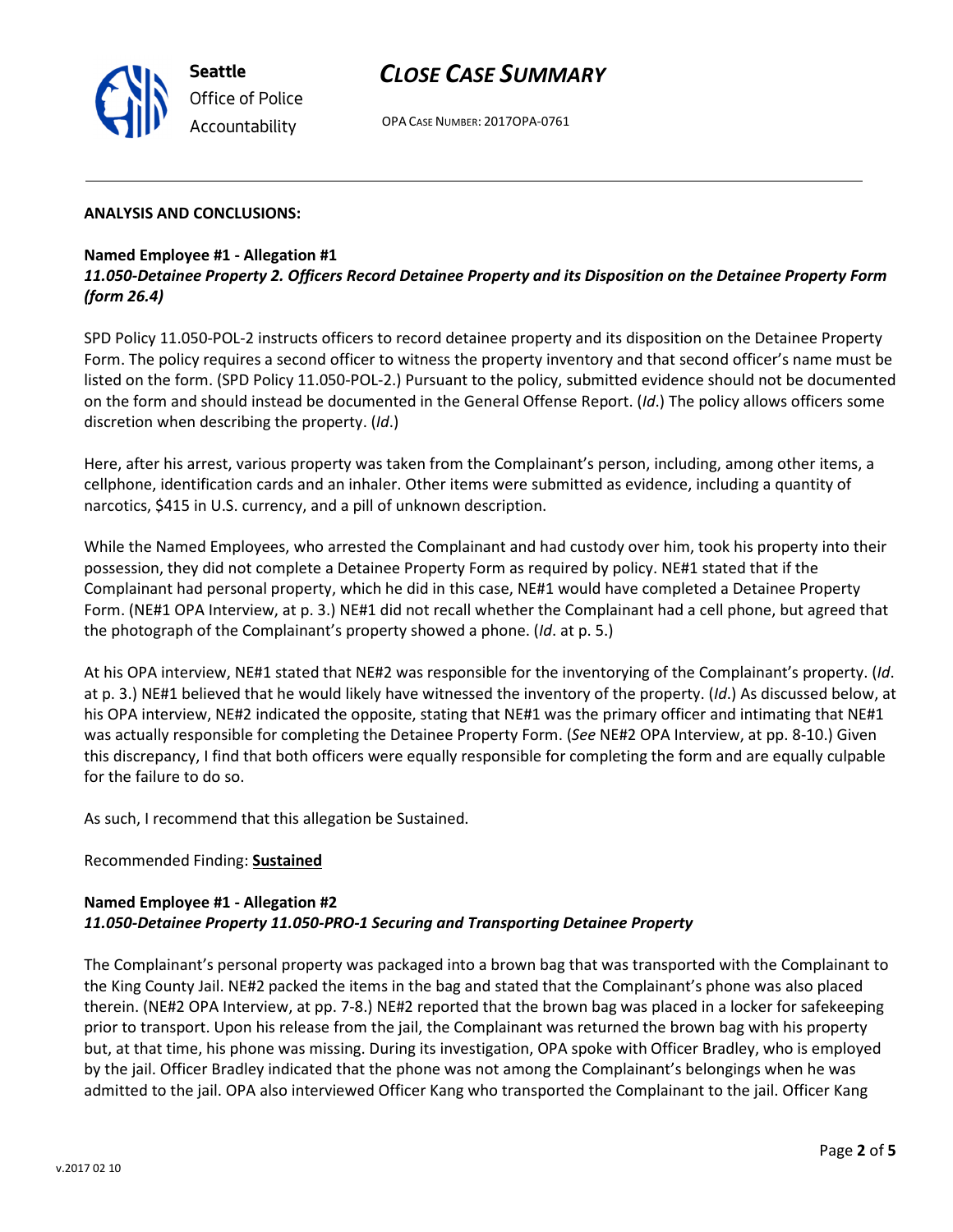**ANALYSIS AND CONCLUSIONS:**

**Named Employee #1 - Allegation #1**
***11.050-Detainee Property 2. Officers Record Detainee Property and its Disposition on the Detainee Property Form (form 26.4)***

SPD Policy 11.050-POL-2 instructs officers to record detainee property and its disposition on the Detainee Property Form. The policy requires a second officer to witness the property inventory and that second officer's name must be listed on the form. (SPD Policy 11.050-POL-2.) Pursuant to the policy, submitted evidence should not be documented on the form and should instead be documented in the General Offense Report. (*Id*.) The policy allows officers some discretion when describing the property. (*Id*.)

Here, after his arrest, various property was taken from the Complainant's person, including, among other items, a cellphone, identification cards and an inhaler. Other items were submitted as evidence, including a quantity of narcotics, $415 in U.S. currency, and a pill of unknown description.

While the Named Employees, who arrested the Complainant and had custody over him, took his property into their possession, they did not complete a Detainee Property Form as required by policy. NE#1 stated that if the Complainant had personal property, which he did in this case, NE#1 would have completed a Detainee Property Form. (NE#1 OPA Interview, at p. 3.) NE#1 did not recall whether the Complainant had a cell phone, but agreed that the photograph of the Complainant's property showed a phone. (*Id*. at p. 5.)

At his OPA interview, NE#1 stated that NE#2 was responsible for the inventorying of the Complainant's property. (*Id*. at p. 3.) NE#1 believed that he would likely have witnessed the inventory of the property. (*Id*.) As discussed below, at his OPA interview, NE#2 indicated the opposite, stating that NE#1 was the primary officer and intimating that NE#1 was actually responsible for completing the Detainee Property Form. (*See* NE#2 OPA Interview, at pp. 8-10.) Given this discrepancy, I find that both officers were equally responsible for completing the form and are equally culpable for the failure to do so.

As such, I recommend that this allegation be Sustained.

Recommended Finding: **Sustained**

**Named Employee #1 - Allegation #2**
***11.050-Detainee Property 11.050-PRO-1 Securing and Transporting Detainee Property***

The Complainant's personal property was packaged into a brown bag that was transported with the Complainant to the King County Jail. NE#2 packed the items in the bag and stated that the Complainant's phone was also placed therein. (NE#2 OPA Interview, at pp. 7-8.) NE#2 reported that the brown bag was placed in a locker for safekeeping prior to transport. Upon his release from the jail, the Complainant was returned the brown bag with his property but, at that time, his phone was missing. During its investigation, OPA spoke with Officer Bradley, who is employed by the jail. Officer Bradley indicated that the phone was not among the Complainant's belongings when he was admitted to the jail. OPA also interviewed Officer Kang who transported the Complainant to the jail. Officer Kang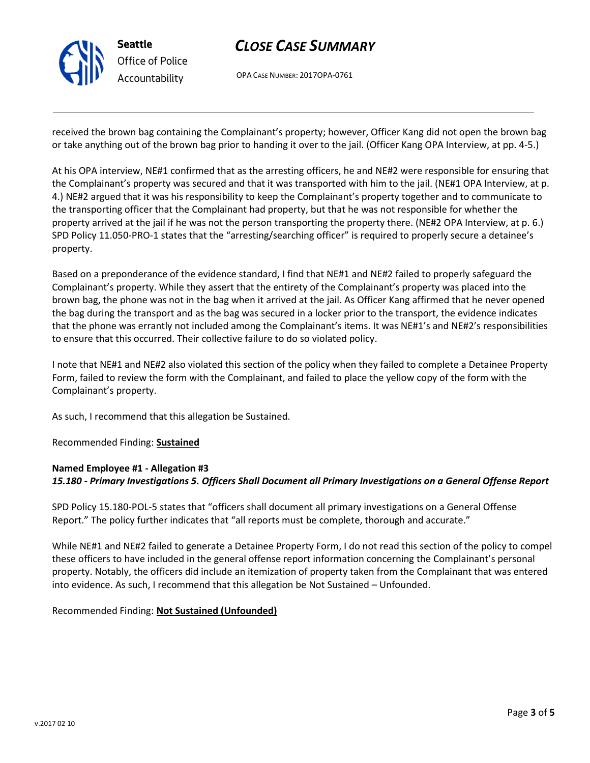received the brown bag containing the Complainant's property; however, Officer Kang did not open the brown bag or take anything out of the brown bag prior to handing it over to the jail. (Officer Kang OPA Interview, at pp. 4-5.)

At his OPA interview, NE#1 confirmed that as the arresting officers, he and NE#2 were responsible for ensuring that the Complainant's property was secured and that it was transported with him to the jail. (NE#1 OPA Interview, at p. 4.) NE#2 argued that it was his responsibility to keep the Complainant's property together and to communicate to the transporting officer that the Complainant had property, but that he was not responsible for whether the property arrived at the jail if he was not the person transporting the property there. (NE#2 OPA Interview, at p. 6.) SPD Policy 11.050-PRO-1 states that the "arresting/searching officer" is required to properly secure a detainee's property.

Based on a preponderance of the evidence standard, I find that NE#1 and NE#2 failed to properly safeguard the Complainant's property. While they assert that the entirety of the Complainant's property was placed into the brown bag, the phone was not in the bag when it arrived at the jail. As Officer Kang affirmed that he never opened the bag during the transport and as the bag was secured in a locker prior to the transport, the evidence indicates that the phone was errantly not included among the Complainant's items. It was NE#1's and NE#2's responsibilities to ensure that this occurred. Their collective failure to do so violated policy.

I note that NE#1 and NE#2 also violated this section of the policy when they failed to complete a Detainee Property Form, failed to review the form with the Complainant, and failed to place the yellow copy of the form with the Complainant's property.

As such, I recommend that this allegation be Sustained.

Recommended Finding: **Sustained**

**Named Employee #1 - Allegation #3**
***15.180 - Primary Investigations 5. Officers Shall Document all Primary Investigations on a General Offense Report***

SPD Policy 15.180-POL-5 states that "officers shall document all primary investigations on a General Offense Report." The policy further indicates that "all reports must be complete, thorough and accurate."

While NE#1 and NE#2 failed to generate a Detainee Property Form, I do not read this section of the policy to compel these officers to have included in the general offense report information concerning the Complainant's personal property. Notably, the officers did include an itemization of property taken from the Complainant that was entered into evidence. As such, I recommend that this allegation be Not Sustained – Unfounded.

Recommended Finding: **Not Sustained (Unfounded)**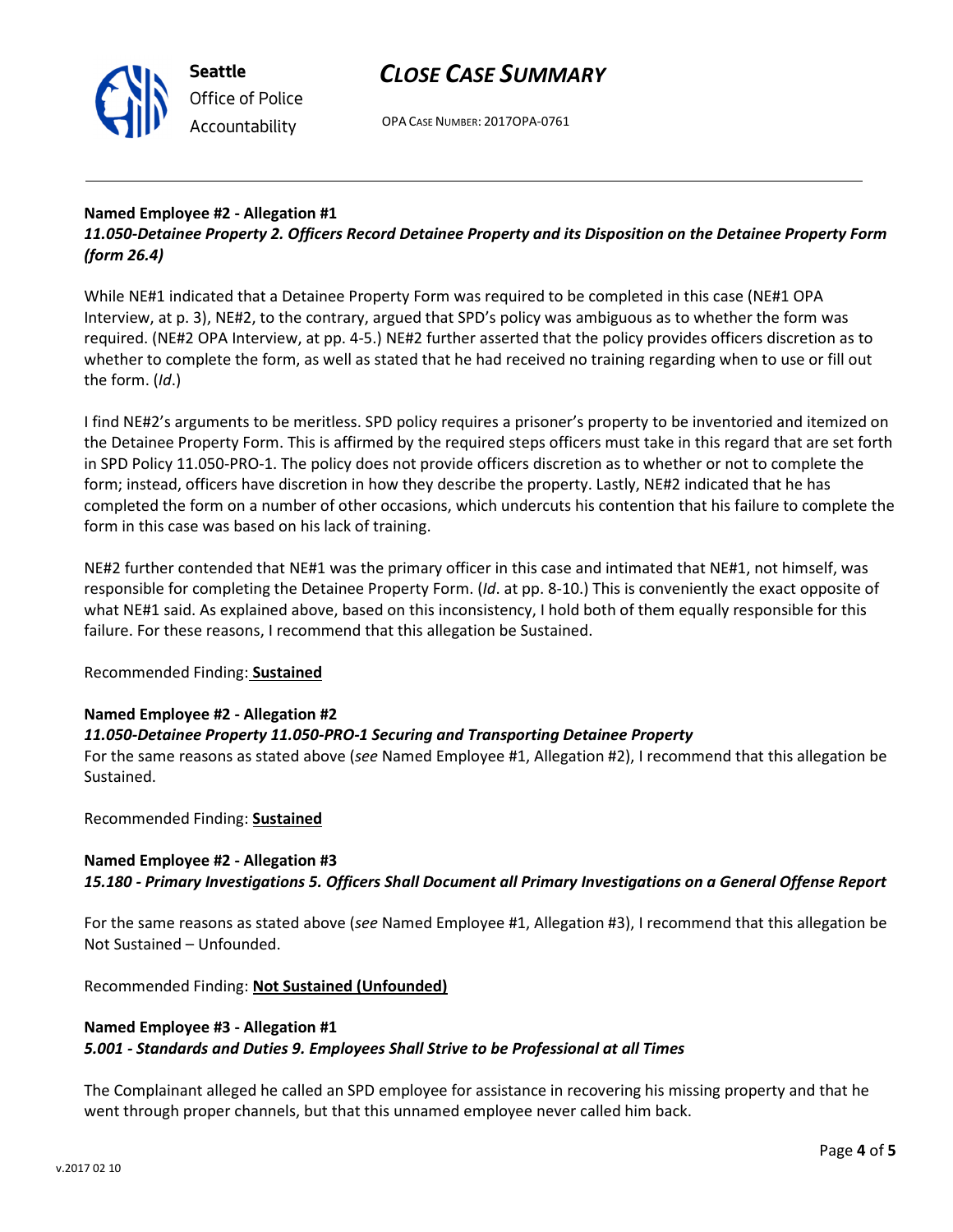**Named Employee #2 - Allegation #1**
***11.050-Detainee Property 2. Officers Record Detainee Property and its Disposition on the Detainee Property Form (form 26.4)***

While NE#1 indicated that a Detainee Property Form was required to be completed in this case (NE#1 OPA Interview, at p. 3), NE#2, to the contrary, argued that SPD's policy was ambiguous as to whether the form was required. (NE#2 OPA Interview, at pp. 4-5.) NE#2 further asserted that the policy provides officers discretion as to whether to complete the form, as well as stated that he had received no training regarding when to use or fill out the form. (*Id*.)

I find NE#2's arguments to be meritless. SPD policy requires a prisoner's property to be inventoried and itemized on the Detainee Property Form. This is affirmed by the required steps officers must take in this regard that are set forth in SPD Policy 11.050-PRO-1. The policy does not provide officers discretion as to whether or not to complete the form; instead, officers have discretion in how they describe the property. Lastly, NE#2 indicated that he has completed the form on a number of other occasions, which undercuts his contention that his failure to complete the form in this case was based on his lack of training.

NE#2 further contended that NE#1 was the primary officer in this case and intimated that NE#1, not himself, was responsible for completing the Detainee Property Form. (*Id*. at pp. 8-10.) This is conveniently the exact opposite of what NE#1 said. As explained above, based on this inconsistency, I hold both of them equally responsible for this failure. For these reasons, I recommend that this allegation be Sustained.

Recommended Finding: **Sustained**

**Named Employee #2 - Allegation #2**
***11.050-Detainee Property 11.050-PRO-1 Securing and Transporting Detainee Property***

For the same reasons as stated above (*see* Named Employee #1, Allegation #2), I recommend that this allegation be Sustained.

Recommended Finding: **Sustained**

**Named Employee #2 - Allegation #3**
***15.180 - Primary Investigations 5. Officers Shall Document all Primary Investigations on a General Offense Report***

For the same reasons as stated above (*see* Named Employee #1, Allegation #3), I recommend that this allegation be Not Sustained – Unfounded.

Recommended Finding: **Not Sustained (Unfounded)**

**Named Employee #3 - Allegation #1**
***5.001 - Standards and Duties 9. Employees Shall Strive to be Professional at all Times***

The Complainant alleged he called an SPD employee for assistance in recovering his missing property and that he went through proper channels, but that this unnamed employee never called him back.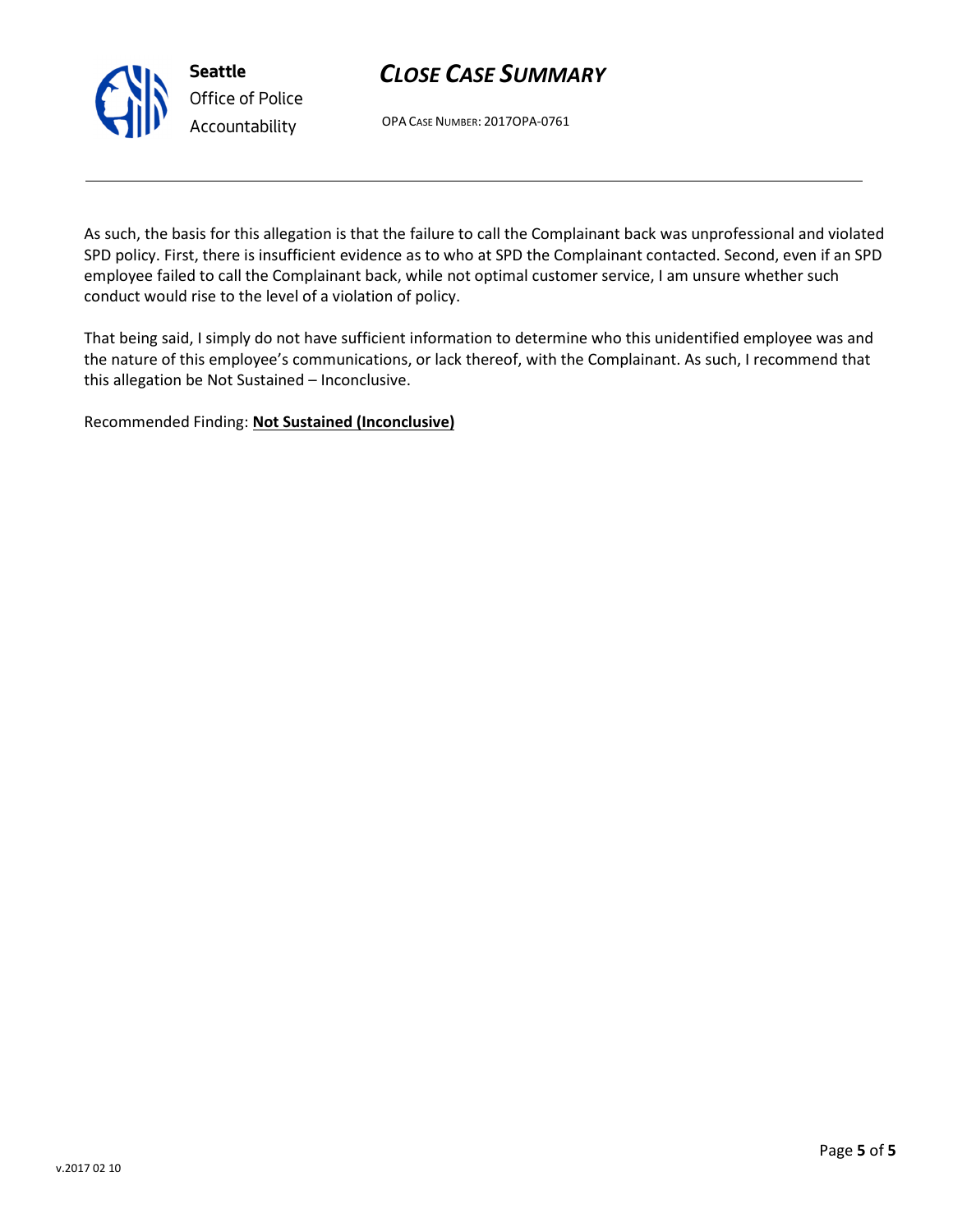As such, the basis for this allegation is that the failure to call the Complainant back was unprofessional and violated SPD policy. First, there is insufficient evidence as to who at SPD the Complainant contacted. Second, even if an SPD employee failed to call the Complainant back, while not optimal customer service, I am unsure whether such conduct would rise to the level of a violation of policy.

That being said, I simply do not have sufficient information to determine who this unidentified employee was and the nature of this employee's communications, or lack thereof, with the Complainant. As such, I recommend that this allegation be Not Sustained – Inconclusive.

Recommended Finding: **Not Sustained (Inconclusive)**